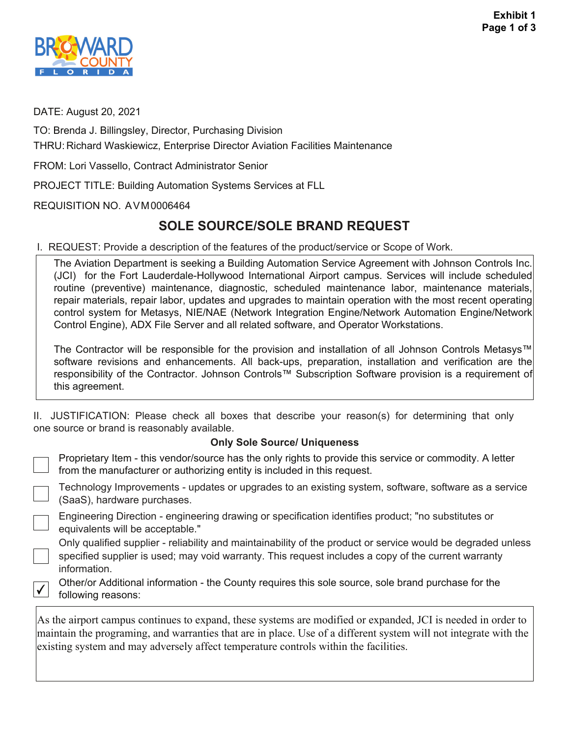Exhibit 1

BROWARD COUNTY FLORIDA

DATE: August 20, 2021

TO: Brenda J. Billingsley, Director, Purchasing Division

THRU: Richard Waskiewicz, Enterprise Director Aviation Facilities Maintenance

FROM: Lori Vassello, Contract Administrator Senior

PROJECT TITLE: Building Automation Systems Services at FLL

REQUISITION NO. AVM0006464

## SOLE SOURCE/SOLE BRAND REQUEST

I. REQUEST: Provide a description of the features of the product/service or Scope of Work.

The Aviation Department is seeking a Building Automation Service Agreement with Johnson Controls Inc. (JCI) for the Fort Lauderdale-Hollywood International Airport campus. Services will include scheduled routine (preventive) maintenance, diagnostic, scheduled maintenance labor, maintenance materials, repair materials, repair labor, updates and upgrades to maintain operation with the most recent operating control system for Metasys, NIE/NAE (Network Integration Engine/Network Automation Engine/Network Control Engine), ADX File Server and all related software, and Operator Workstations.

The Contractor will be responsible for the provision and installation of all Johnson Controls Metasys™ software revisions and enhancements. All back-ups, preparation, installation and verification are the responsibility of the Contractor. Johnson Controls™ Subscription Software provision is a requirement of this agreement.

II. JUSTIFICATION: Please check all boxes that describe your reason(s) for determining that only one source or brand is reasonably available.

**Only Sole Source/ Uniqueness**

- ☐ Proprietary Item - this vendor/source has the only rights to provide this service or commodity. A letter from the manufacturer or authorizing entity is included in this request.
- ☐ Technology Improvements - updates or upgrades to an existing system, software, software as a service (SaaS), hardware purchases.
- ☐ Engineering Direction - engineering drawing or specification identifies product; "no substitutes or equivalents will be acceptable."
- ☐ Only qualified supplier - reliability and maintainability of the product or service would be degraded unless specified supplier is used; may void warranty. This request includes a copy of the current warranty information.
- ☑ Other/or Additional information - the County requires this sole source, sole brand purchase for the following reasons:

As the airport campus continues to expand, these systems are modified or expanded, JCI is needed in order to maintain the programing, and warranties that are in place. Use of a different system will not integrate with the existing system and may adversely affect temperature controls within the facilities.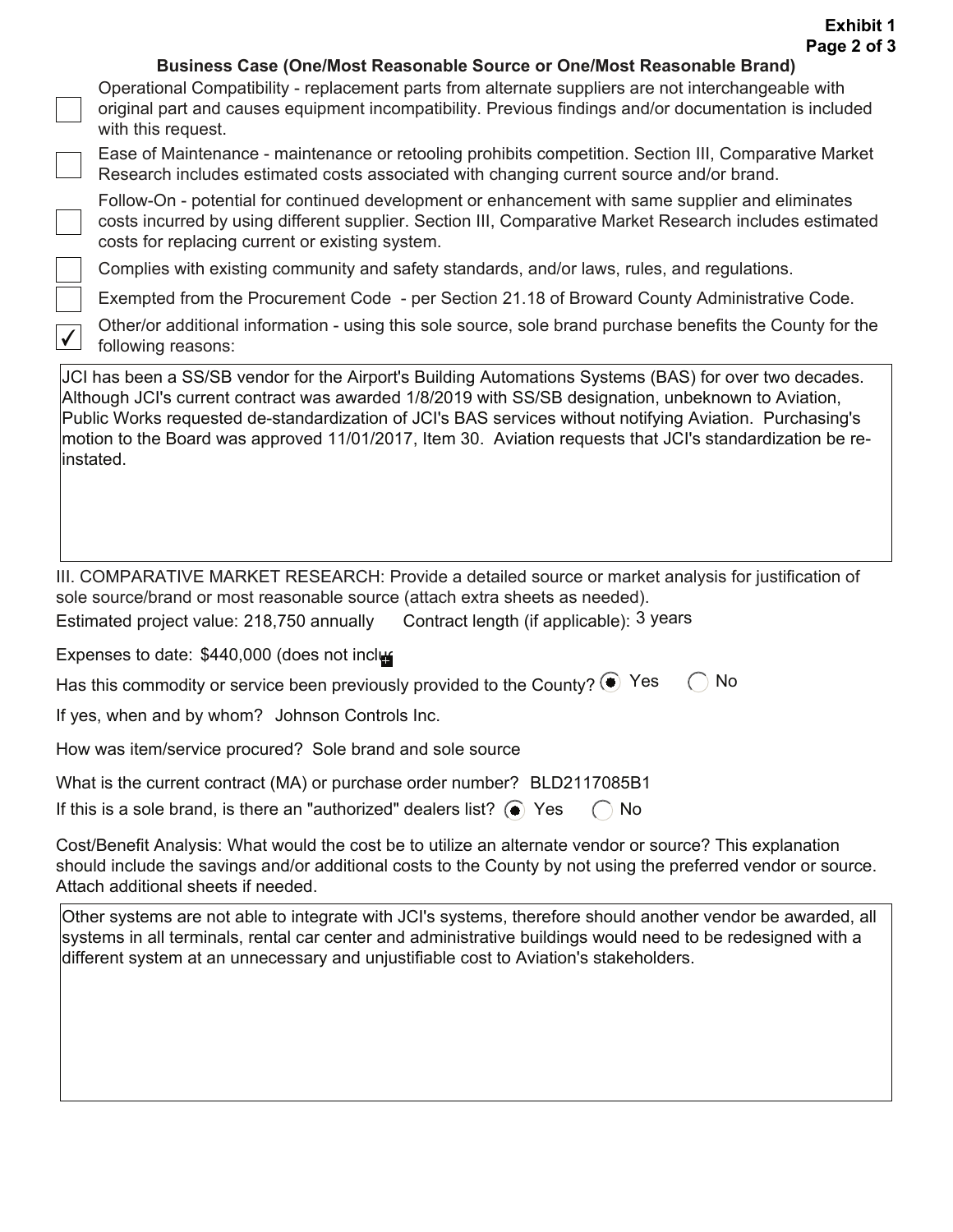**Exhibit 1**

### Business Case (One/Most Reasonable Source or One/Most Reasonable Brand)

- ☐ Operational Compatibility - replacement parts from alternate suppliers are not interchangeable with original part and causes equipment incompatibility. Previous findings and/or documentation is included with this request.
- ☐ Ease of Maintenance - maintenance or retooling prohibits competition. Section III, Comparative Market Research includes estimated costs associated with changing current source and/or brand.
- ☐ Follow-On - potential for continued development or enhancement with same supplier and eliminates costs incurred by using different supplier. Section III, Comparative Market Research includes estimated costs for replacing current or existing system.
- ☐ Complies with existing community and safety standards, and/or laws, rules, and regulations.
- ☐ Exempted from the Procurement Code - per Section 21.18 of Broward County Administrative Code.
- ☑ Other/or additional information - using this sole source, sole brand purchase benefits the County for the following reasons:

JCI has been a SS/SB vendor for the Airport's Building Automations Systems (BAS) for over two decades. Although JCI's current contract was awarded 1/8/2019 with SS/SB designation, unbeknown to Aviation, Public Works requested de-standardization of JCI's BAS services without notifying Aviation. Purchasing's motion to the Board was approved 11/01/2017, Item 30. Aviation requests that JCI's standardization be re-instated.

III. COMPARATIVE MARKET RESEARCH: Provide a detailed source or market analysis for justification of sole source/brand or most reasonable source (attach extra sheets as needed).

Estimated project value: 218,750 annually Contract length (if applicable): 3 years

Expenses to date: $440,000 (does not inclu

Has this commodity or service been previously provided to the County? ◉ Yes ○ No

If yes, when and by whom? Johnson Controls Inc.

How was item/service procured? Sole brand and sole source

What is the current contract (MA) or purchase order number? BLD2117085B1

If this is a sole brand, is there an "authorized" dealers list? ◉ Yes ○ No

Cost/Benefit Analysis: What would the cost be to utilize an alternate vendor or source? This explanation should include the savings and/or additional costs to the County by not using the preferred vendor or source. Attach additional sheets if needed.

Other systems are not able to integrate with JCI's systems, therefore should another vendor be awarded, all systems in all terminals, rental car center and administrative buildings would need to be redesigned with a different system at an unnecessary and unjustifiable cost to Aviation's stakeholders.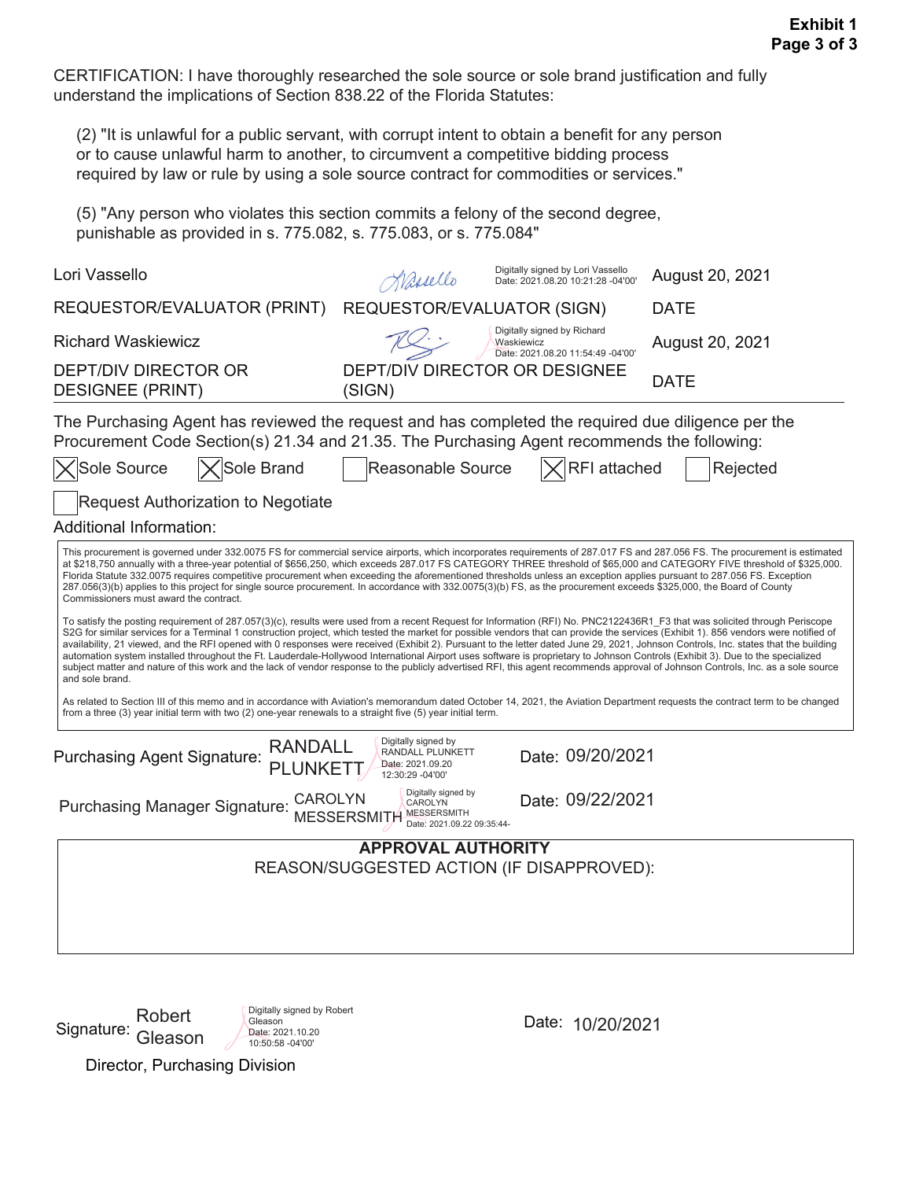CERTIFICATION: I have thoroughly researched the sole source or sole brand justification and fully understand the implications of Section 838.22 of the Florida Statutes:

(2) "It is unlawful for a public servant, with corrupt intent to obtain a benefit for any person or to cause unlawful harm to another, to circumvent a competitive bidding process required by law or rule by using a sole source contract for commodities or services."

(5) "Any person who violates this section commits a felony of the second degree, punishable as provided in s. 775.082, s. 775.083, or s. 775.084"

| | | |
|---|---|---|
| Lori Vassello | Digitally signed by Lori Vassello Date: 2021.08.20 10:21:28 -04'00' | August 20, 2021 |
| REQUESTOR/EVALUATOR (PRINT) | REQUESTOR/EVALUATOR (SIGN) | DATE |
| Richard Waskiewicz | Digitally signed by Richard Waskiewicz Date: 2021.08.20 11:54:49 -04'00' | August 20, 2021 |
| DEPT/DIV DIRECTOR OR DESIGNEE (PRINT) | DEPT/DIV DIRECTOR OR DESIGNEE (SIGN) | DATE |

The Purchasing Agent has reviewed the request and has completed the required due diligence per the Procurement Code Section(s) 21.34 and 21.35. The Purchasing Agent recommends the following:

☒ Sole Source ☒ Sole Brand ☐ Reasonable Source ☒ RFI attached ☐ Rejected

☐ Request Authorization to Negotiate

Additional Information:

This procurement is governed under 332.0075 FS for commercial service airports, which incorporates requirements of 287.017 FS and 287.056 FS. The procurement is estimated at $218,750 annually with a three-year potential of $656,250, which exceeds 287.017 FS CATEGORY THREE threshold of $65,000 and CATEGORY FIVE threshold of $325,000. Florida Statute 332.0075 requires competitive procurement when exceeding the aforementioned thresholds unless an exception applies pursuant to 287.056 FS. Exception 287.056(3)(b) applies to this project for single source procurement. In accordance with 332.0075(3)(b) FS, as the procurement exceeds $325,000, the Board of County Commissioners must award the contract.

To satisfy the posting requirement of 287.057(3)(c), results were used from a recent Request for Information (RFI) No. PNC2122436R1_F3 that was solicited through Periscope S2G for similar services for a Terminal 1 construction project, which tested the market for possible vendors that can provide the services (Exhibit 1). 856 vendors were notified of availability, 21 viewed, and the RFI opened with 0 responses were received (Exhibit 2). Pursuant to the letter dated June 29, 2021, Johnson Controls, Inc. states that the building automation system installed throughout the Ft. Lauderdale-Hollywood International Airport uses software is proprietary to Johnson Controls (Exhibit 3). Due to the specialized subject matter and nature of this work and the lack of vendor response to the publicly advertised RFI, this agent recommends approval of Johnson Controls, Inc. as a sole source and sole brand.

As related to Section III of this memo and in accordance with Aviation's memorandum dated October 14, 2021, the Aviation Department requests the contract term to be changed from a three (3) year initial term with two (2) one-year renewals to a straight five (5) year initial term.

Purchasing Agent Signature: RANDALL PLUNKETT Digitally signed by RANDALL PLUNKETT Date: 2021.09.20 12:30:29 -04'00' Date: 09/20/2021

Purchasing Manager Signature: CAROLYN MESSERSMITH Digitally signed by CAROLYN MESSERSMITH Date: 2021.09.22 09:35:44- Date: 09/22/2021

**APPROVAL AUTHORITY**

REASON/SUGGESTED ACTION (IF DISAPPROVED):

Signature: Robert Gleason Digitally signed by Robert Gleason Date: 2021.10.20 10:50:58 -04'00' Date: 10/20/2021

Director, Purchasing Division